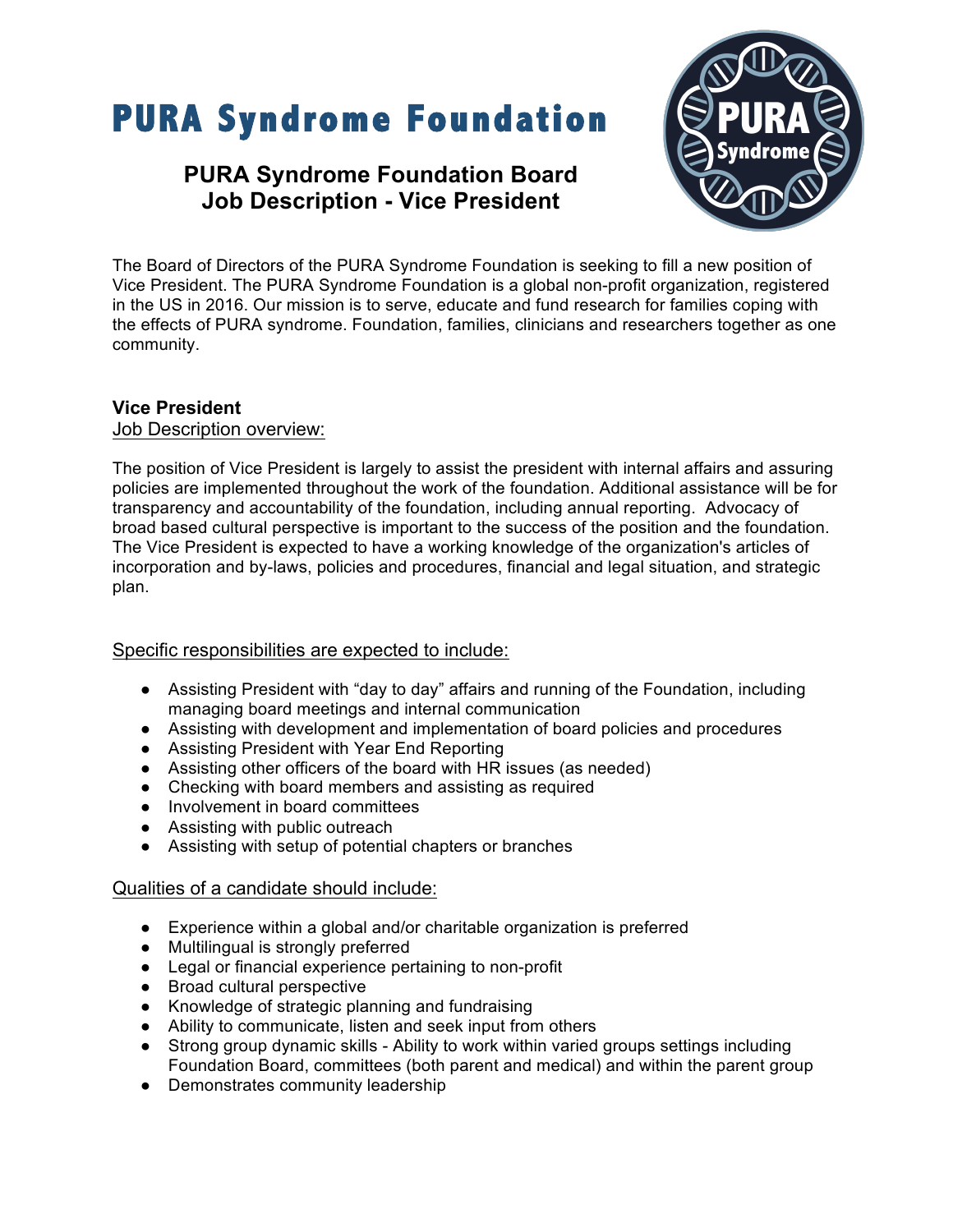# PURA Syndrome Foundation

## PURA Syndrome Foundation Board
## Job Description - Vice President

The Board of Directors of the PURA Syndrome Foundation is seeking to fill a new position of Vice President. The PURA Syndrome Foundation is a global non-profit organization, registered in the US in 2016. Our mission is to serve, educate and fund research for families coping with the effects of PURA syndrome. Foundation, families, clinicians and researchers together as one community.

**Vice President**

Job Description overview:

The position of Vice President is largely to assist the president with internal affairs and assuring policies are implemented throughout the work of the foundation. Additional assistance will be for transparency and accountability of the foundation, including annual reporting. Advocacy of broad based cultural perspective is important to the success of the position and the foundation. The Vice President is expected to have a working knowledge of the organization's articles of incorporation and by-laws, policies and procedures, financial and legal situation, and strategic plan.

Specific responsibilities are expected to include:

- Assisting President with “day to day” affairs and running of the Foundation, including managing board meetings and internal communication
- Assisting with development and implementation of board policies and procedures
- Assisting President with Year End Reporting
- Assisting other officers of the board with HR issues (as needed)
- Checking with board members and assisting as required
- Involvement in board committees
- Assisting with public outreach
- Assisting with setup of potential chapters or branches

Qualities of a candidate should include:

- Experience within a global and/or charitable organization is preferred
- Multilingual is strongly preferred
- Legal or financial experience pertaining to non-profit
- Broad cultural perspective
- Knowledge of strategic planning and fundraising
- Ability to communicate, listen and seek input from others
- Strong group dynamic skills - Ability to work within varied groups settings including Foundation Board, committees (both parent and medical) and within the parent group
- Demonstrates community leadership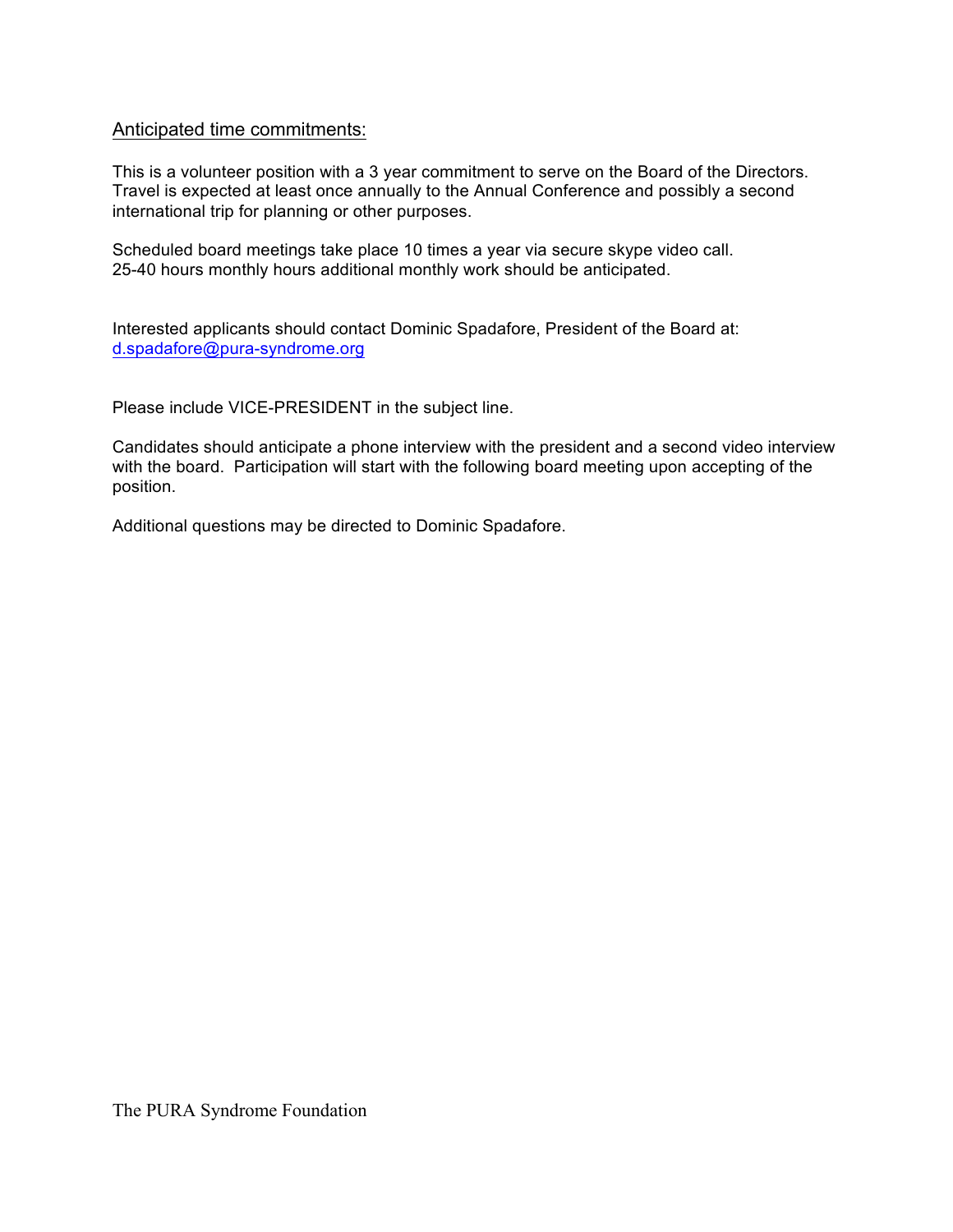Anticipated time commitments:

This is a volunteer position with a 3 year commitment to serve on the Board of the Directors. Travel is expected at least once annually to the Annual Conference and possibly a second international trip for planning or other purposes.

Scheduled board meetings take place 10 times a year via secure skype video call.
25-40 hours monthly hours additional monthly work should be anticipated.

Interested applicants should contact Dominic Spadafore, President of the Board at: d.spadafore@pura-syndrome.org

Please include VICE-PRESIDENT in the subject line.

Candidates should anticipate a phone interview with the president and a second video interview with the board. Participation will start with the following board meeting upon accepting of the position.

Additional questions may be directed to Dominic Spadafore.